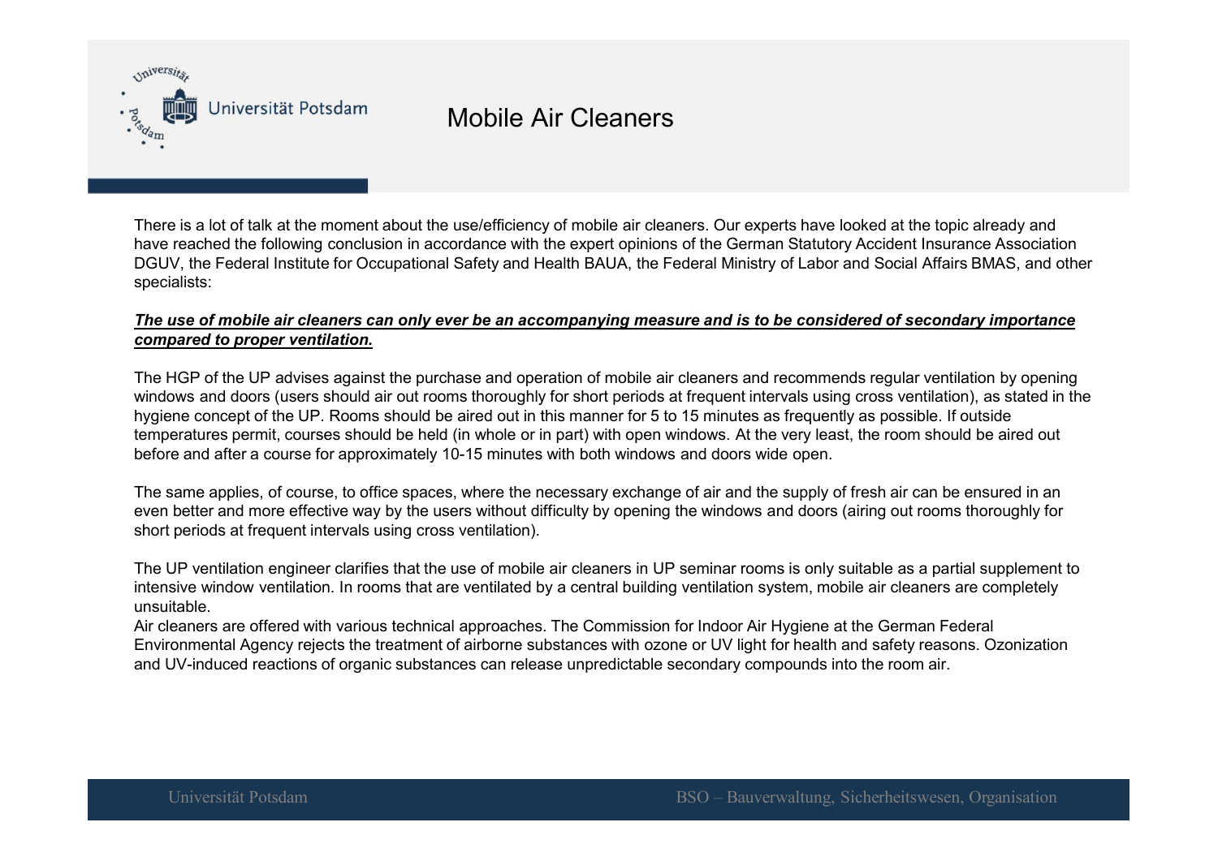# Mobile Air Cleaners

There is a lot of talk at the moment about the use/efficiency of mobile air cleaners. Our experts have looked at the topic already and have reached the following conclusion in accordance with the expert opinions of the German Statutory Accident Insurance Association DGUV, the Federal Institute for Occupational Safety and Health BAUA, the Federal Ministry of Labor and Social Affairs BMAS, and other specialists:

***<u>The use of mobile air cleaners can only ever be an accompanying measure and is to be considered of secondary importance compared to proper ventilation.</u>***

The HGP of the UP advises against the purchase and operation of mobile air cleaners and recommends regular ventilation by opening windows and doors (users should air out rooms thoroughly for short periods at frequent intervals using cross ventilation), as stated in the hygiene concept of the UP. Rooms should be aired out in this manner for 5 to 15 minutes as frequently as possible. If outside temperatures permit, courses should be held (in whole or in part) with open windows. At the very least, the room should be aired out before and after a course for approximately 10-15 minutes with both windows and doors wide open.

The same applies, of course, to office spaces, where the necessary exchange of air and the supply of fresh air can be ensured in an even better and more effective way by the users without difficulty by opening the windows and doors (airing out rooms thoroughly for short periods at frequent intervals using cross ventilation).

The UP ventilation engineer clarifies that the use of mobile air cleaners in UP seminar rooms is only suitable as a partial supplement to intensive window ventilation. In rooms that are ventilated by a central building ventilation system, mobile air cleaners are completely unsuitable.

Air cleaners are offered with various technical approaches. The Commission for Indoor Air Hygiene at the German Federal Environmental Agency rejects the treatment of airborne substances with ozone or UV light for health and safety reasons. Ozonization and UV-induced reactions of organic substances can release unpredictable secondary compounds into the room air.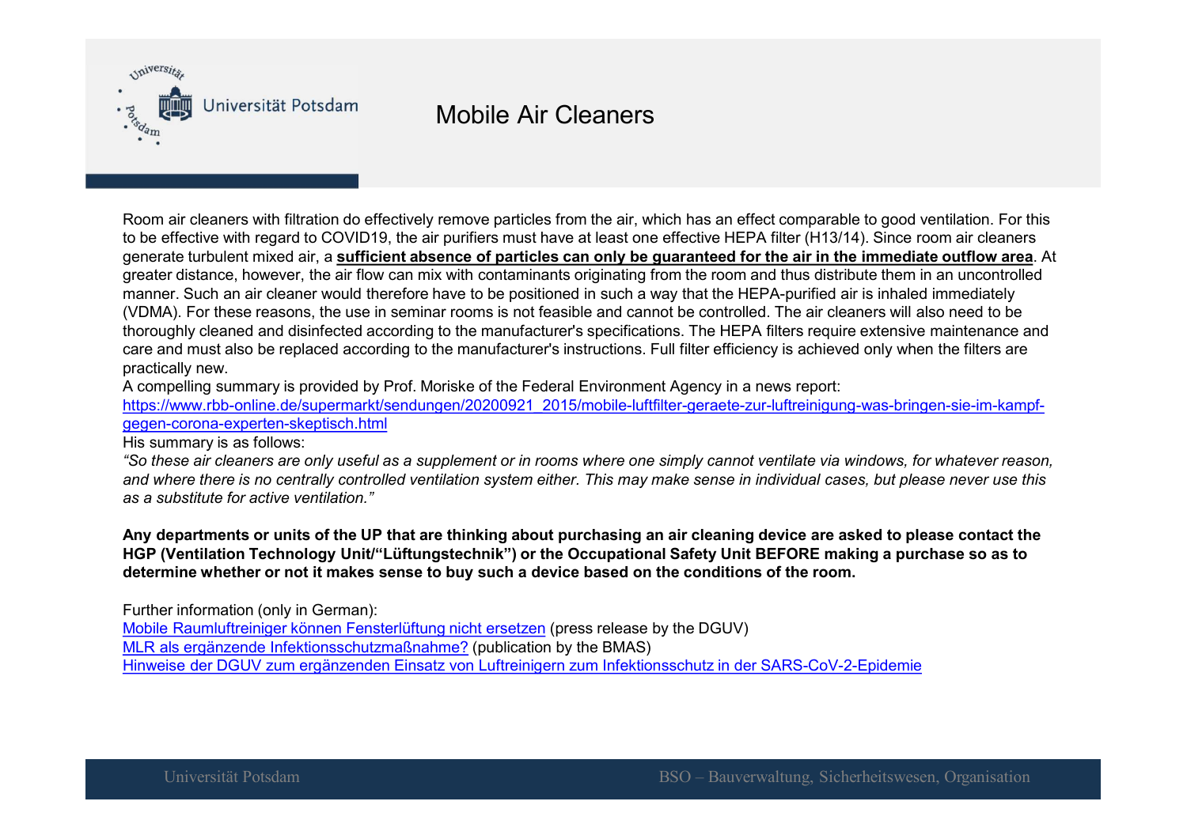# Mobile Air Cleaners

Room air cleaners with filtration do effectively remove particles from the air, which has an effect comparable to good ventilation. For this to be effective with regard to COVID19, the air purifiers must have at least one effective HEPA filter (H13/14). Since room air cleaners generate turbulent mixed air, a **sufficient absence of particles can only be guaranteed for the air in the immediate outflow area**. At greater distance, however, the air flow can mix with contaminants originating from the room and thus distribute them in an uncontrolled manner. Such an air cleaner would therefore have to be positioned in such a way that the HEPA-purified air is inhaled immediately (VDMA). For these reasons, the use in seminar rooms is not feasible and cannot be controlled. The air cleaners will also need to be thoroughly cleaned and disinfected according to the manufacturer's specifications. The HEPA filters require extensive maintenance and care and must also be replaced according to the manufacturer's instructions. Full filter efficiency is achieved only when the filters are practically new.

A compelling summary is provided by Prof. Moriske of the Federal Environment Agency in a news report:
https://www.rbb-online.de/supermarkt/sendungen/20200921_2015/mobile-luftfilter-geraete-zur-luftreinigung-was-bringen-sie-im-kampf-gegen-corona-experten-skeptisch.html

His summary is as follows:

*"So these air cleaners are only useful as a supplement or in rooms where one simply cannot ventilate via windows, for whatever reason, and where there is no centrally controlled ventilation system either. This may make sense in individual cases, but please never use this as a substitute for active ventilation."*

**Any departments or units of the UP that are thinking about purchasing an air cleaning device are asked to please contact the HGP (Ventilation Technology Unit/"Lüftungstechnik") or the Occupational Safety Unit BEFORE making a purchase so as to determine whether or not it makes sense to buy such a device based on the conditions of the room.**

Further information (only in German):

Mobile Raumluftreiniger können Fensterlüftung nicht ersetzen (press release by the DGUV)
MLR als ergänzende Infektionsschutzmaßnahme? (publication by the BMAS)
Hinweise der DGUV zum ergänzenden Einsatz von Luftreinigern zum Infektionsschutz in der SARS-CoV-2-Epidemie